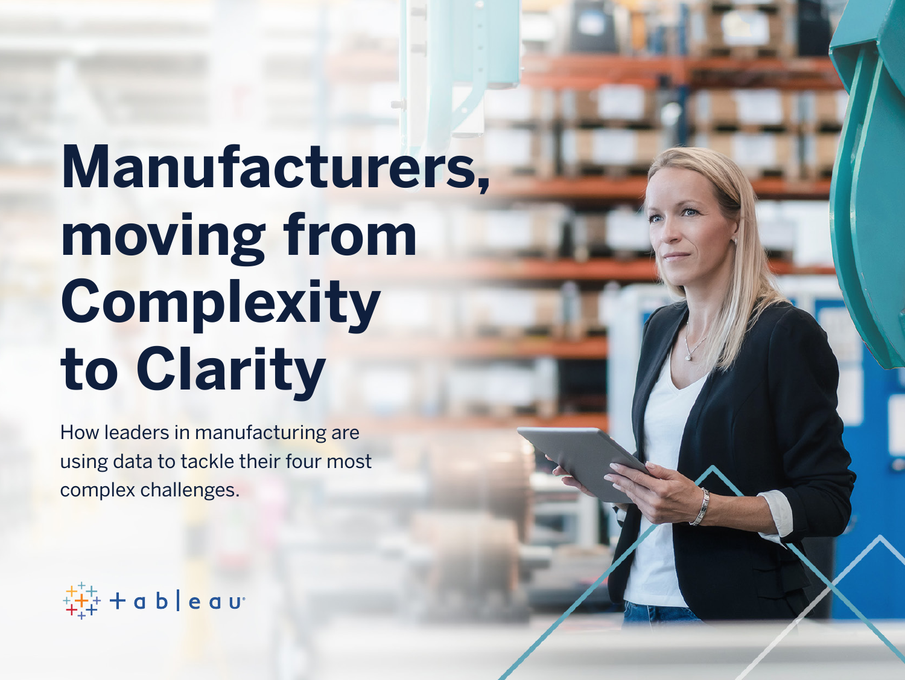# Manufacturers, moving from Complexity to Clarity

How leaders in manufacturing are using data to tackle their four most complex challenges.

tableau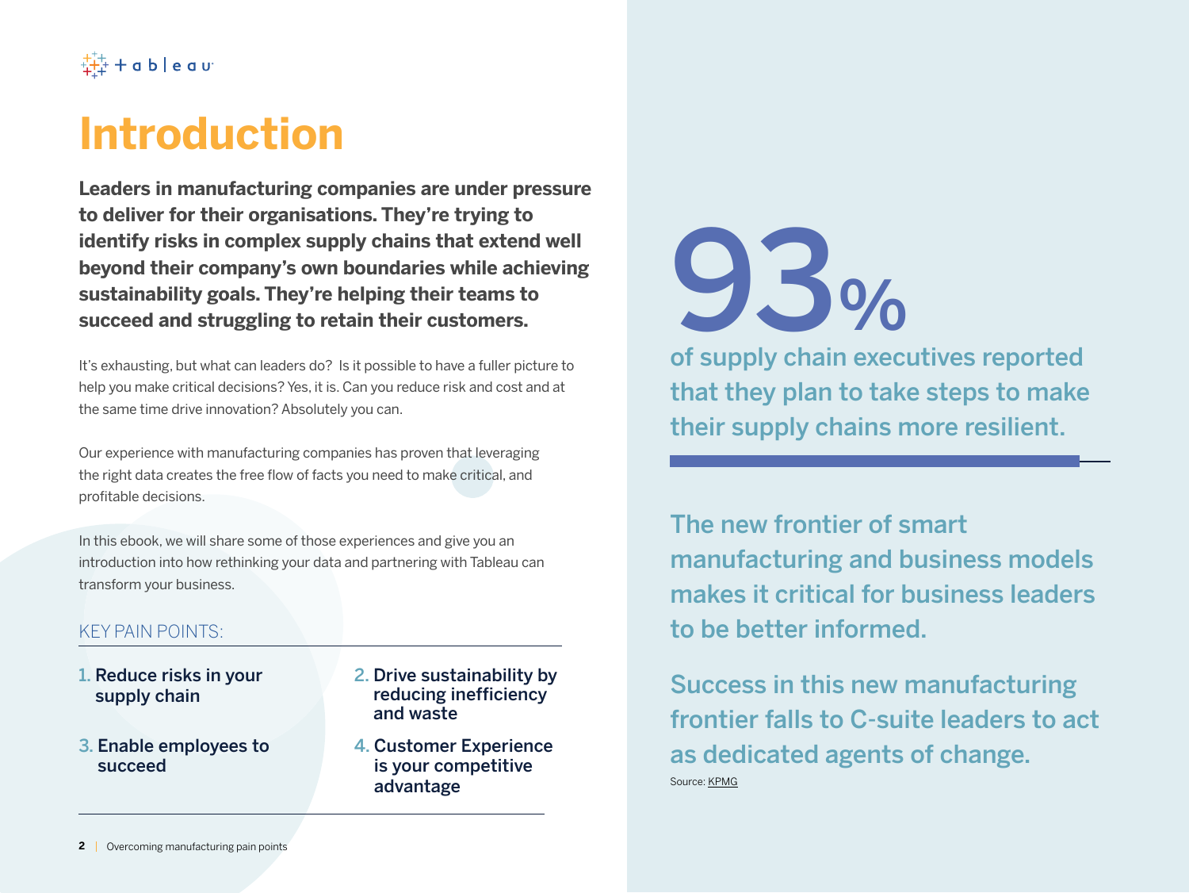# Introduction

**Leaders in manufacturing companies are under pressure to deliver for their organisations. They're trying to identify risks in complex supply chains that extend well beyond their company's own boundaries while achieving sustainability goals. They're helping their teams to succeed and struggling to retain their customers.**

It's exhausting, but what can leaders do? Is it possible to have a fuller picture to help you make critical decisions? Yes, it is. Can you reduce risk and cost and at the same time drive innovation? Absolutely you can.

Our experience with manufacturing companies has proven that leveraging the right data creates the free flow of facts you need to make critical, and profitable decisions.

In this ebook, we will share some of those experiences and give you an introduction into how rethinking your data and partnering with Tableau can transform your business.

KEY PAIN POINTS:

1. Reduce risks in your supply chain
2. Drive sustainability by reducing inefficiency and waste
3. Enable employees to succeed
4. Customer Experience is your competitive advantage

93%

of supply chain executives reported that they plan to take steps to make their supply chains more resilient.

The new frontier of smart manufacturing and business models makes it critical for business leaders to be better informed.

Success in this new manufacturing frontier falls to C-suite leaders to act as dedicated agents of change.

Source: KPMG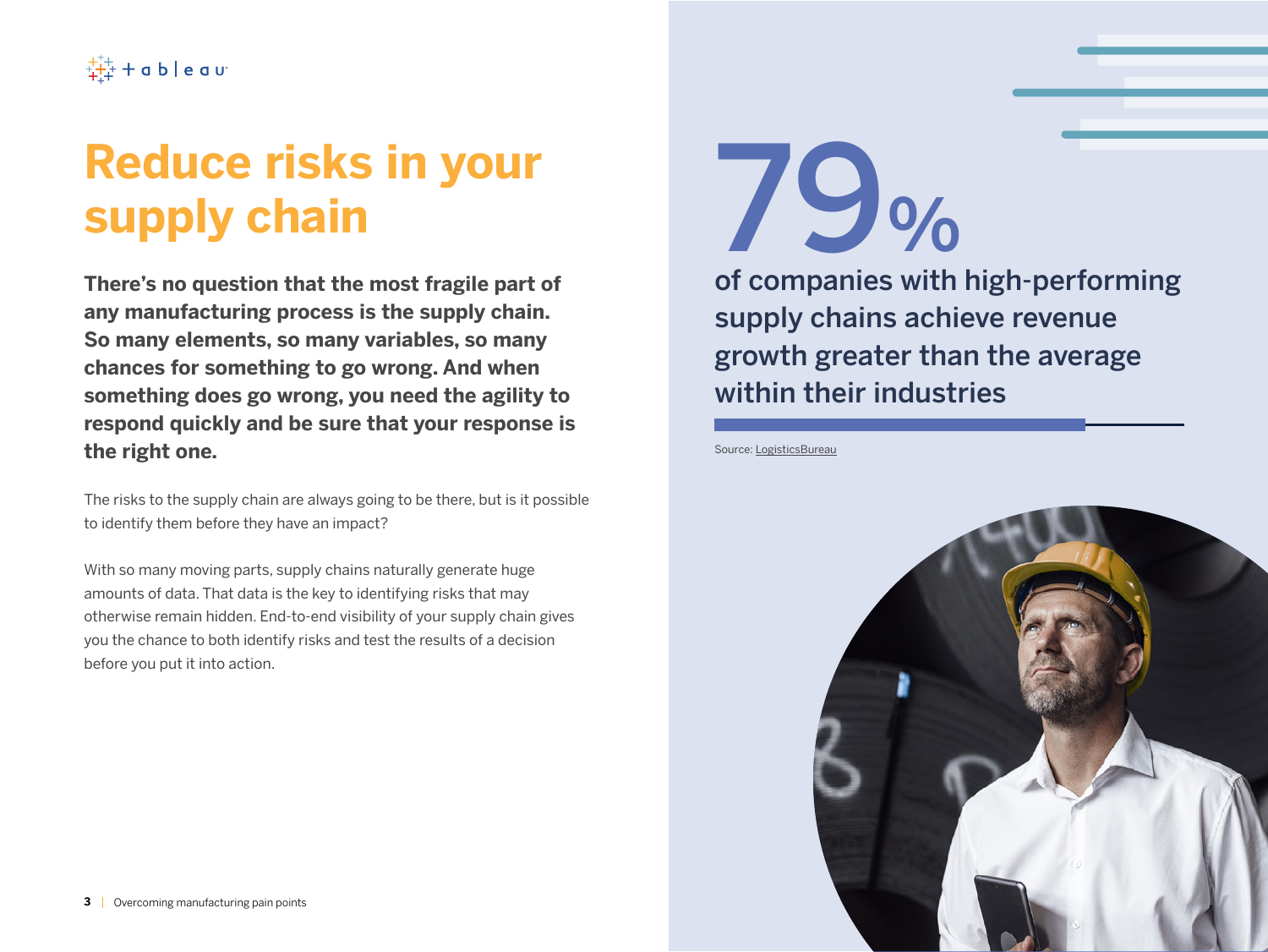# Reduce risks in your supply chain

**There's no question that the most fragile part of any manufacturing process is the supply chain. So many elements, so many variables, so many chances for something to go wrong. And when something does go wrong, you need the agility to respond quickly and be sure that your response is the right one.**

The risks to the supply chain are always going to be there, but is it possible to identify them before they have an impact?

With so many moving parts, supply chains naturally generate huge amounts of data. That data is the key to identifying risks that may otherwise remain hidden. End-to-end visibility of your supply chain gives you the chance to both identify risks and test the results of a decision before you put it into action.

## 79%

of companies with high-performing supply chains achieve revenue growth greater than the average within their industries

Source: LogisticsBureau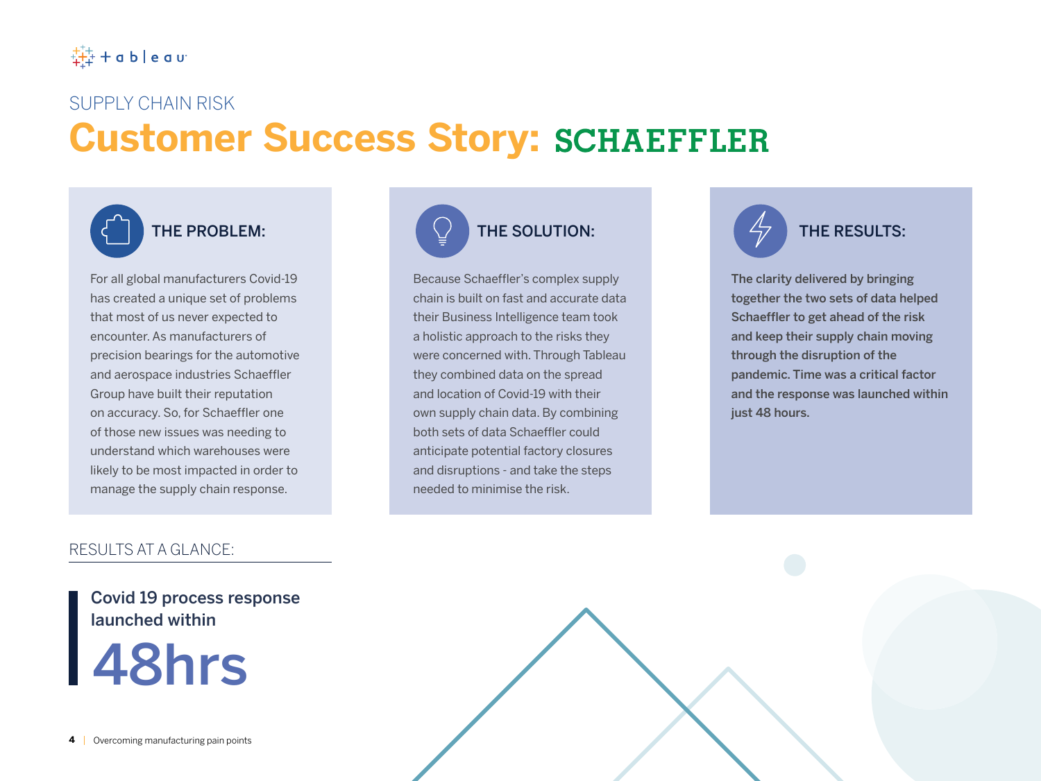SUPPLY CHAIN RISK

# Customer Success Story: SCHAEFFLER

## THE PROBLEM:

For all global manufacturers Covid-19 has created a unique set of problems that most of us never expected to encounter. As manufacturers of precision bearings for the automotive and aerospace industries Schaeffler Group have built their reputation on accuracy. So, for Schaeffler one of those new issues was needing to understand which warehouses were likely to be most impacted in order to manage the supply chain response.

## THE SOLUTION:

Because Schaeffler's complex supply chain is built on fast and accurate data their Business Intelligence team took a holistic approach to the risks they were concerned with. Through Tableau they combined data on the spread and location of Covid-19 with their own supply chain data. By combining both sets of data Schaeffler could anticipate potential factory closures and disruptions - and take the steps needed to minimise the risk.

## THE RESULTS:

**The clarity delivered by bringing together the two sets of data helped Schaeffler to get ahead of the risk and keep their supply chain moving through the disruption of the pandemic. Time was a critical factor and the response was launched within just 48 hours.**

RESULTS AT A GLANCE:

**Covid 19 process response launched within**

**48hrs**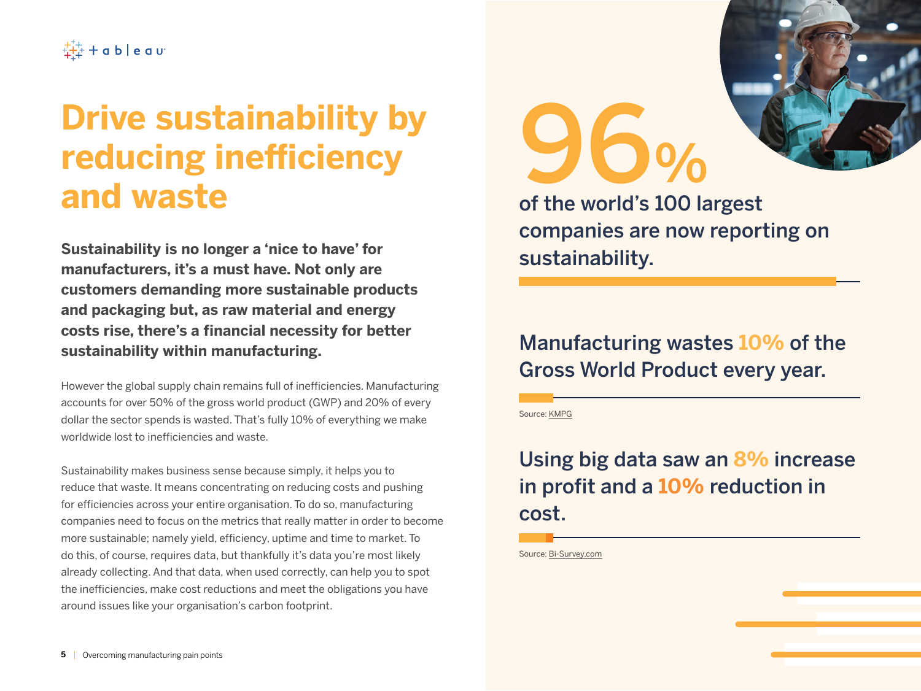# Drive sustainability by reducing inefficiency and waste

**Sustainability is no longer a 'nice to have' for manufacturers, it's a must have. Not only are customers demanding more sustainable products and packaging but, as raw material and energy costs rise, there's a financial necessity for better sustainability within manufacturing.**

However the global supply chain remains full of inefficiencies. Manufacturing accounts for over 50% of the gross world product (GWP) and 20% of every dollar the sector spends is wasted. That's fully 10% of everything we make worldwide lost to inefficiencies and waste.

Sustainability makes business sense because simply, it helps you to reduce that waste. It means concentrating on reducing costs and pushing for efficiencies across your entire organisation. To do so, manufacturing companies need to focus on the metrics that really matter in order to become more sustainable; namely yield, efficiency, uptime and time to market. To do this, of course, requires data, but thankfully it's data you're most likely already collecting. And that data, when used correctly, can help you to spot the inefficiencies, make cost reductions and meet the obligations you have around issues like your organisation's carbon footprint.

**96%** of the world's 100 largest companies are now reporting on sustainability.

Manufacturing wastes **10%** of the Gross World Product every year.

Source: KMPG

Using big data saw an **8%** increase in profit and a **10%** reduction in cost.

Source: Bi-Survey.com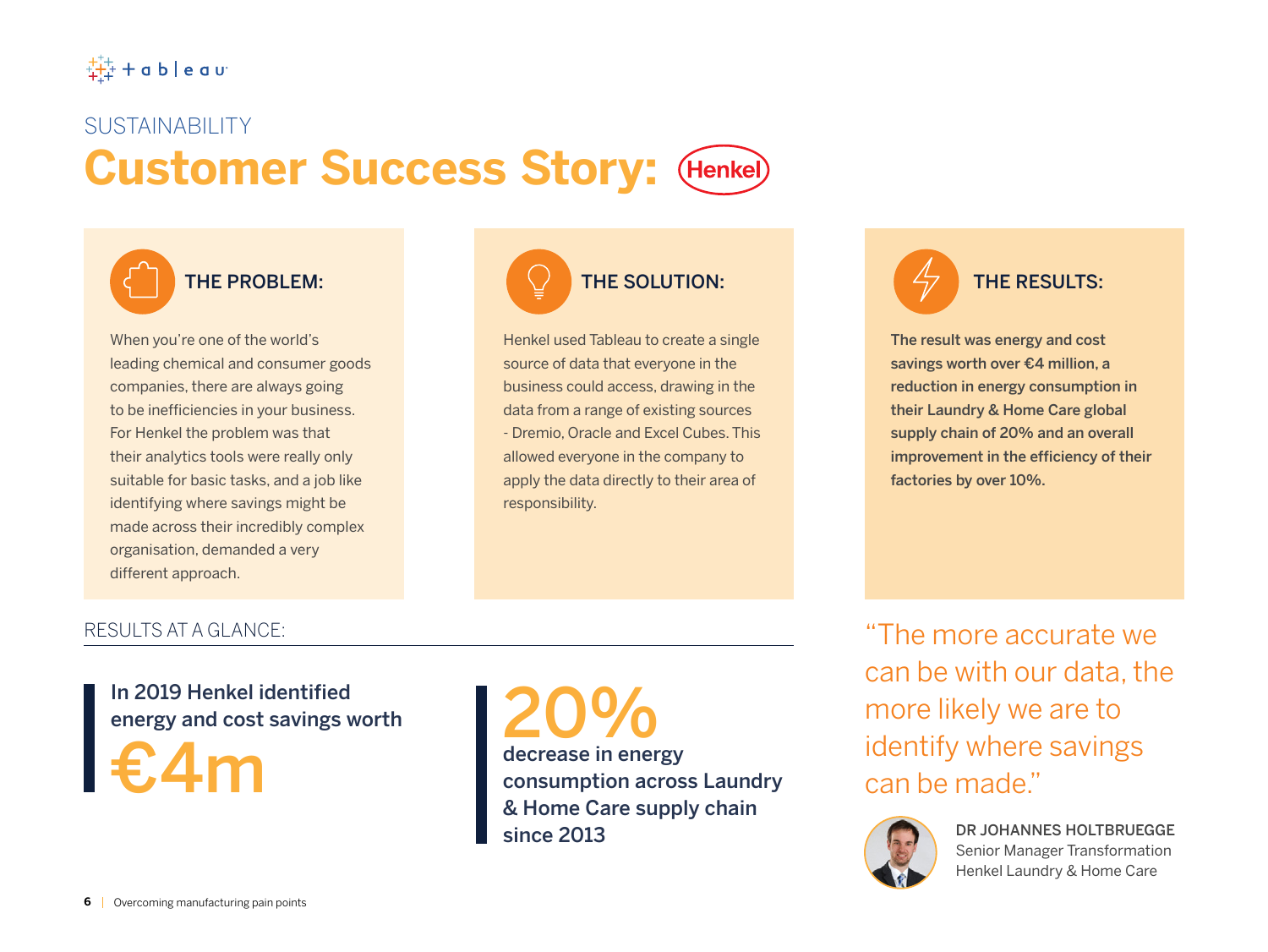SUSTAINABILITY

# Customer Success Story: Henkel

### THE PROBLEM:

When you're one of the world's leading chemical and consumer goods companies, there are always going to be inefficiencies in your business. For Henkel the problem was that their analytics tools were really only suitable for basic tasks, and a job like identifying where savings might be made across their incredibly complex organisation, demanded a very different approach.

### THE SOLUTION:

Henkel used Tableau to create a single source of data that everyone in the business could access, drawing in the data from a range of existing sources - Dremio, Oracle and Excel Cubes. This allowed everyone in the company to apply the data directly to their area of responsibility.

### THE RESULTS:

**The result was energy and cost savings worth over €4 million, a reduction in energy consumption in their Laundry & Home Care global supply chain of 20% and an overall improvement in the efficiency of their factories by over 10%.**

## RESULTS AT A GLANCE:

**In 2019 Henkel identified energy and cost savings worth**

**€4m**

**20%**

**decrease in energy consumption across Laundry & Home Care supply chain since 2013**

"The more accurate we can be with our data, the more likely we are to identify where savings can be made."

DR JOHANNES HOLTBRUEGGE
Senior Manager Transformation
Henkel Laundry & Home Care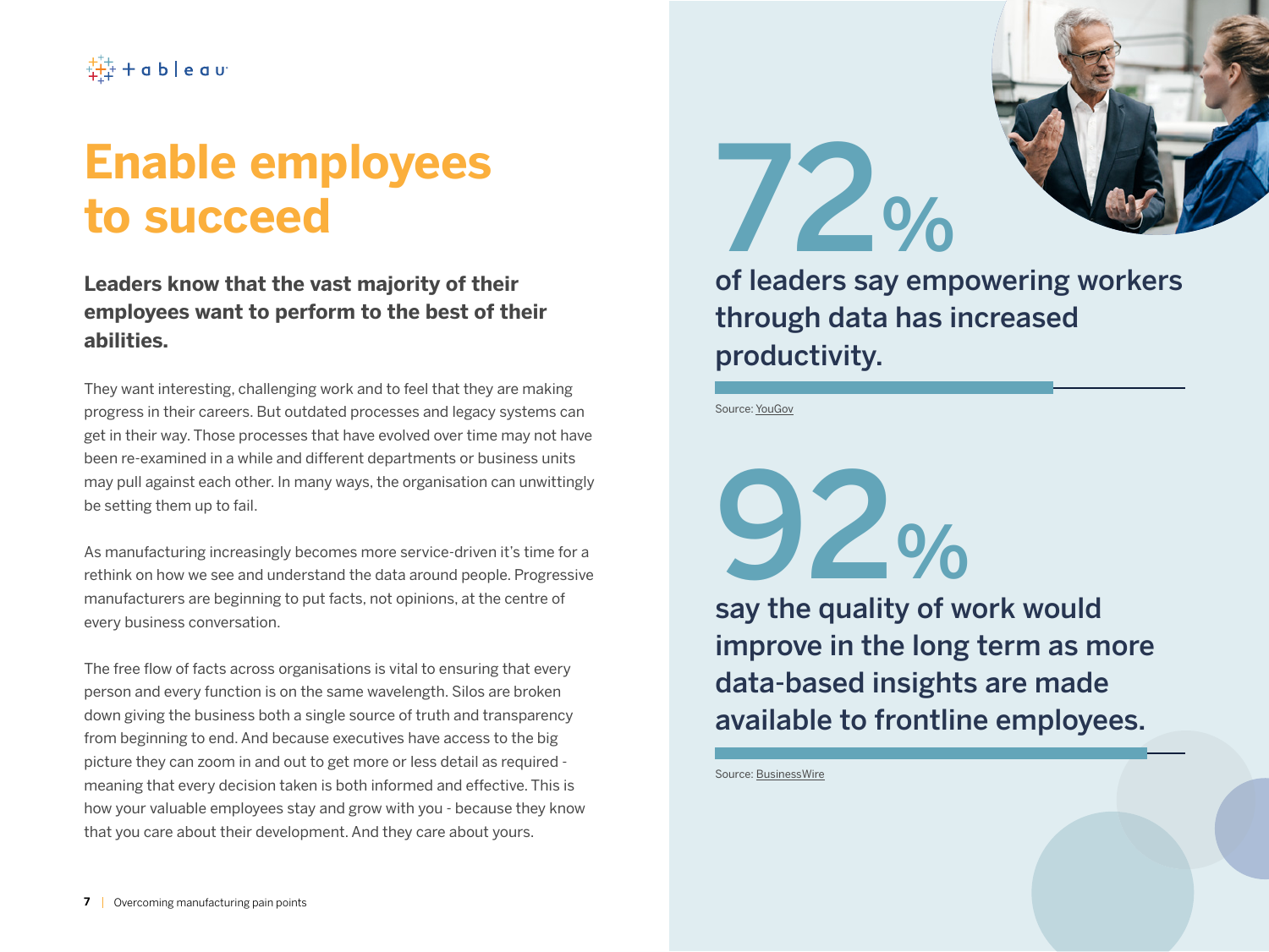# Enable employees to succeed

**Leaders know that the vast majority of their employees want to perform to the best of their abilities.**

They want interesting, challenging work and to feel that they are making progress in their careers. But outdated processes and legacy systems can get in their way. Those processes that have evolved over time may not have been re-examined in a while and different departments or business units may pull against each other. In many ways, the organisation can unwittingly be setting them up to fail.

As manufacturing increasingly becomes more service-driven it's time for a rethink on how we see and understand the data around people. Progressive manufacturers are beginning to put facts, not opinions, at the centre of every business conversation.

The free flow of facts across organisations is vital to ensuring that every person and every function is on the same wavelength. Silos are broken down giving the business both a single source of truth and transparency from beginning to end. And because executives have access to the big picture they can zoom in and out to get more or less detail as required - meaning that every decision taken is both informed and effective. This is how your valuable employees stay and grow with you - because they know that you care about their development. And they care about yours.

## 72%

**of leaders say empowering workers through data has increased productivity.**

Source: YouGov

## 92%

**say the quality of work would improve in the long term as more data-based insights are made available to frontline employees.**

Source: BusinessWire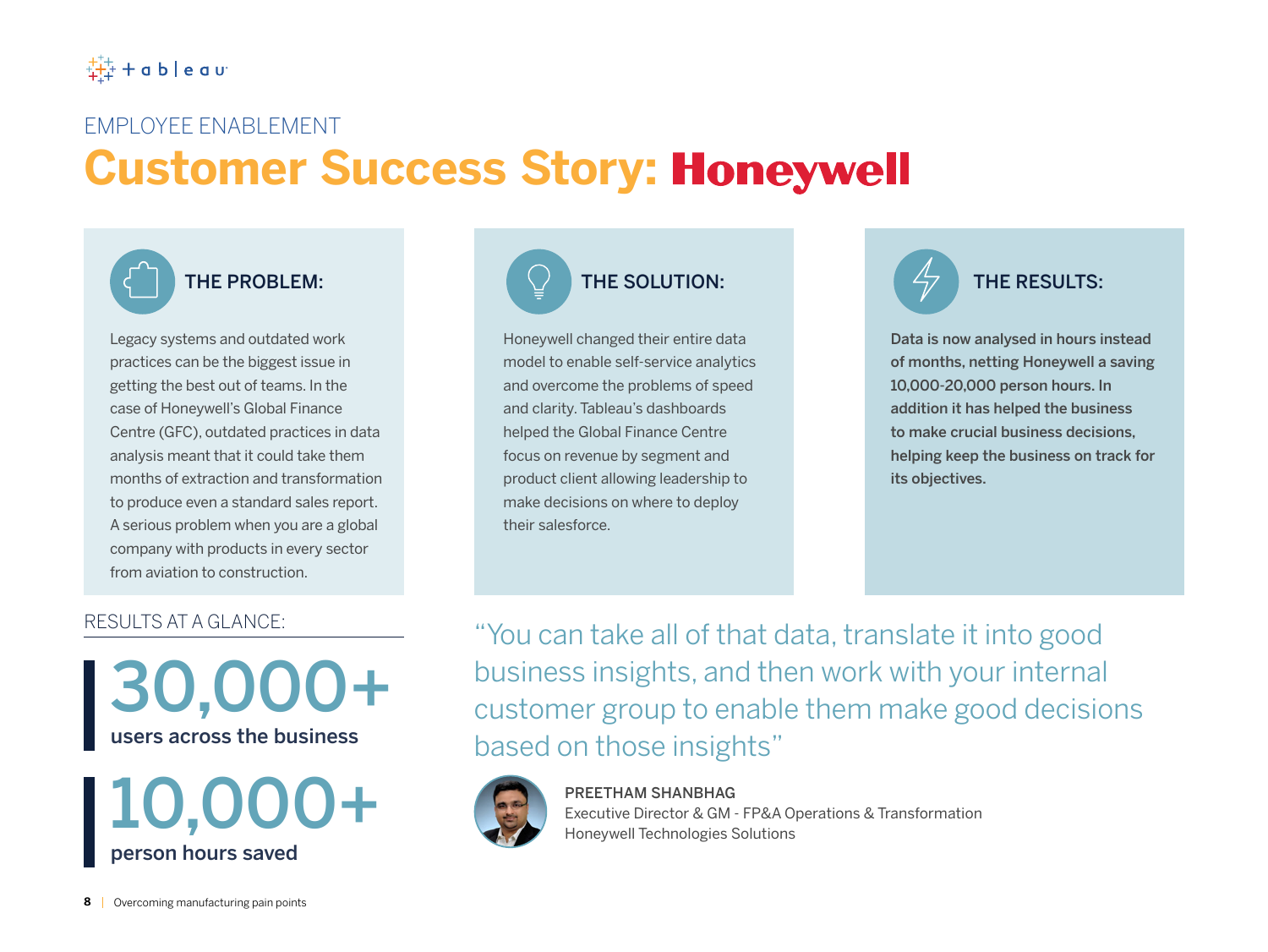EMPLOYEE ENABLEMENT

# Customer Success Story: Honeywell

### THE PROBLEM:

Legacy systems and outdated work practices can be the biggest issue in getting the best out of teams. In the case of Honeywell's Global Finance Centre (GFC), outdated practices in data analysis meant that it could take them months of extraction and transformation to produce even a standard sales report. A serious problem when you are a global company with products in every sector from aviation to construction.

### THE SOLUTION:

Honeywell changed their entire data model to enable self-service analytics and overcome the problems of speed and clarity. Tableau's dashboards helped the Global Finance Centre focus on revenue by segment and product client allowing leadership to make decisions on where to deploy their salesforce.

### THE RESULTS:

**Data is now analysed in hours instead of months, netting Honeywell a saving 10,000-20,000 person hours. In addition it has helped the business to make crucial business decisions, helping keep the business on track for its objectives.**

RESULTS AT A GLANCE:

**30,000+**
**users across the business**

**10,000+**
**person hours saved**

"You can take all of that data, translate it into good business insights, and then work with your internal customer group to enable them make good decisions based on those insights"

PREETHAM SHANBHAG
Executive Director & GM - FP&A Operations & Transformation
Honeywell Technologies Solutions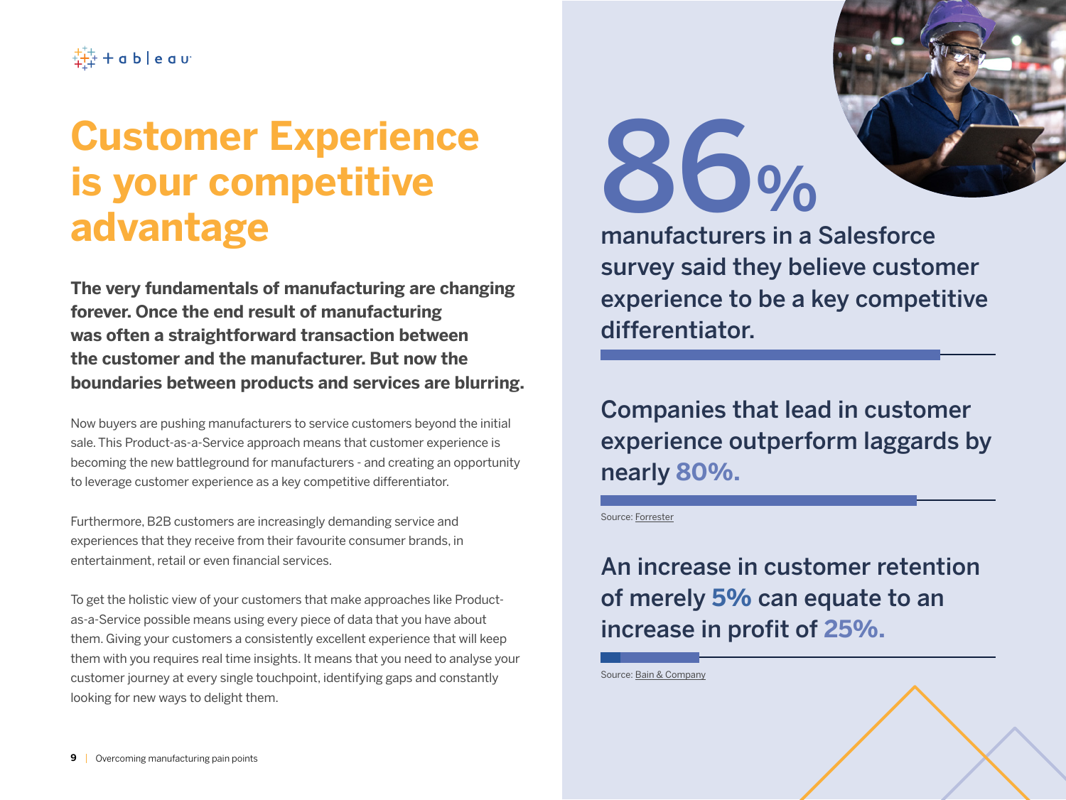# Customer Experience is your competitive advantage

**The very fundamentals of manufacturing are changing forever. Once the end result of manufacturing was often a straightforward transaction between the customer and the manufacturer. But now the boundaries between products and services are blurring.**

Now buyers are pushing manufacturers to service customers beyond the initial sale. This Product-as-a-Service approach means that customer experience is becoming the new battleground for manufacturers - and creating an opportunity to leverage customer experience as a key competitive differentiator.

Furthermore, B2B customers are increasingly demanding service and experiences that they receive from their favourite consumer brands, in entertainment, retail or even financial services.

To get the holistic view of your customers that make approaches like Product-as-a-Service possible means using every piece of data that you have about them. Giving your customers a consistently excellent experience that will keep them with you requires real time insights. It means that you need to analyse your customer journey at every single touchpoint, identifying gaps and constantly looking for new ways to delight them.

**86%**

manufacturers in a Salesforce survey said they believe customer experience to be a key competitive differentiator.

Companies that lead in customer experience outperform laggards by nearly **80%.**

Source: Forrester

An increase in customer retention of merely **5%** can equate to an increase in profit of **25%.**

Source: Bain & Company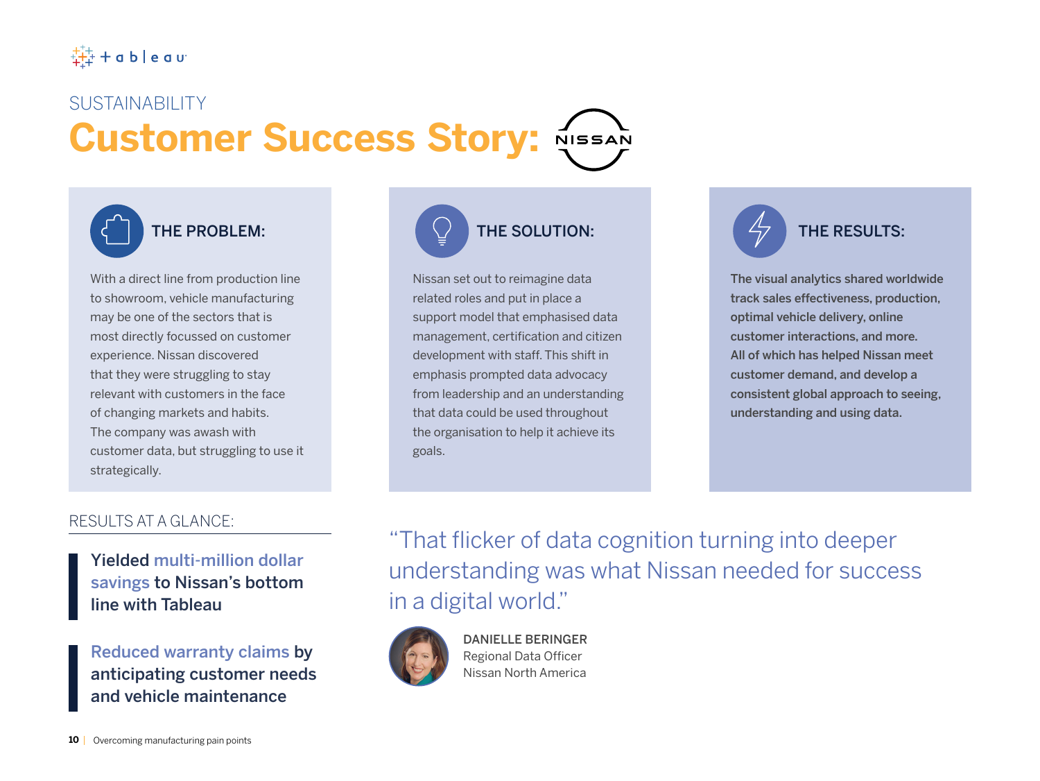SUSTAINABILITY

# Customer Success Story: NISSAN

### THE PROBLEM:

With a direct line from production line to showroom, vehicle manufacturing may be one of the sectors that is most directly focussed on customer experience. Nissan discovered that they were struggling to stay relevant with customers in the face of changing markets and habits. The company was awash with customer data, but struggling to use it strategically.

### THE SOLUTION:

Nissan set out to reimagine data related roles and put in place a support model that emphasised data management, certification and citizen development with staff. This shift in emphasis prompted data advocacy from leadership and an understanding that data could be used throughout the organisation to help it achieve its goals.

### THE RESULTS:

**The visual analytics shared worldwide track sales effectiveness, production, optimal vehicle delivery, online customer interactions, and more. All of which has helped Nissan meet customer demand, and develop a consistent global approach to seeing, understanding and using data.**

RESULTS AT A GLANCE:

**Yielded multi-million dollar savings to Nissan's bottom line with Tableau**

**Reduced warranty claims by anticipating customer needs and vehicle maintenance**

"That flicker of data cognition turning into deeper understanding was what Nissan needed for success in a digital world."

DANIELLE BERINGER
Regional Data Officer
Nissan North America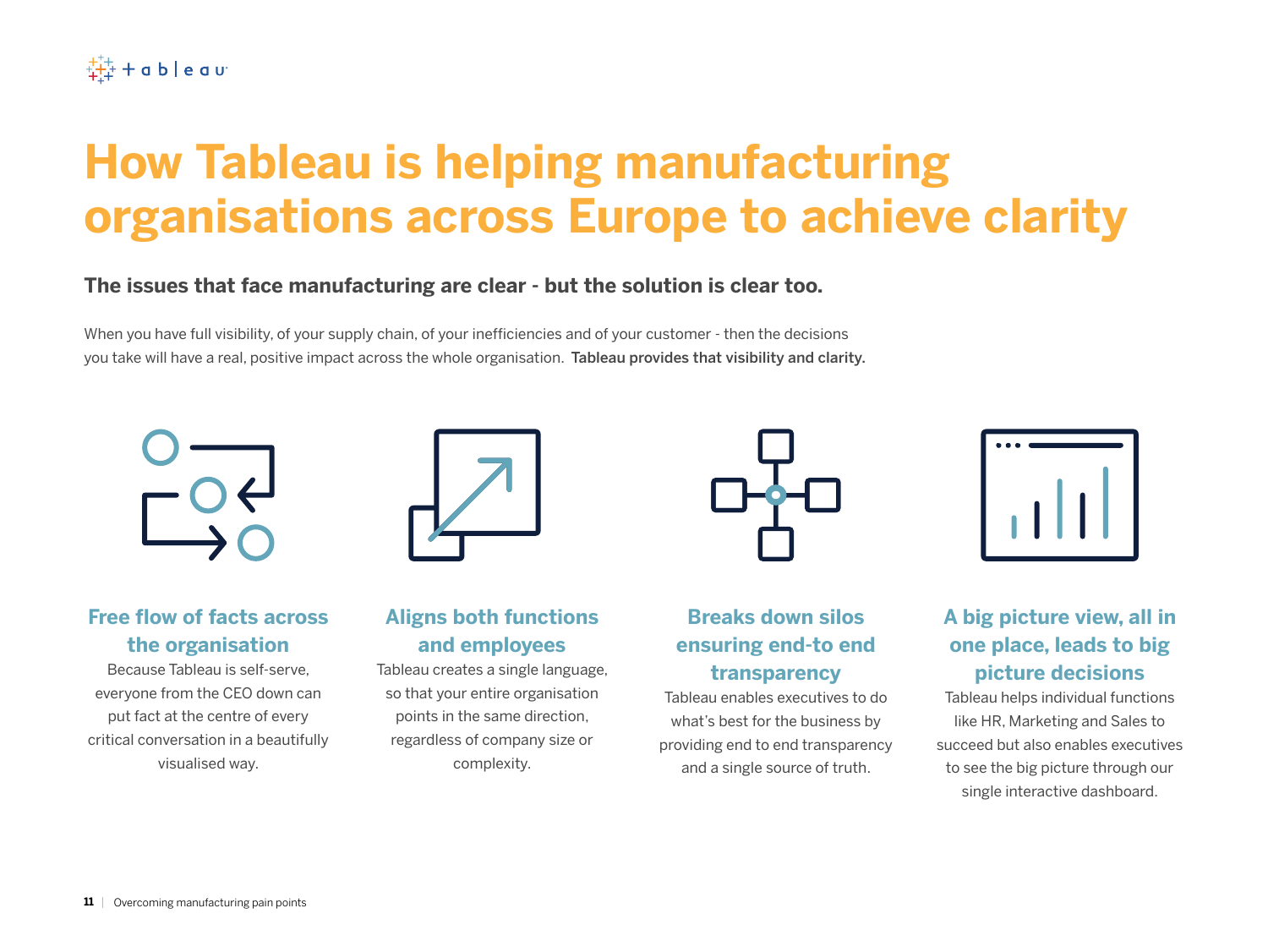# How Tableau is helping manufacturing organisations across Europe to achieve clarity

**The issues that face manufacturing are clear - but the solution is clear too.**

When you have full visibility, of your supply chain, of your inefficiencies and of your customer - then the decisions you take will have a real, positive impact across the whole organisation. **Tableau provides that visibility and clarity.**

### Free flow of facts across the organisation

Because Tableau is self-serve, everyone from the CEO down can put fact at the centre of every critical conversation in a beautifully visualised way.

### Aligns both functions and employees

Tableau creates a single language, so that your entire organisation points in the same direction, regardless of company size or complexity.

### Breaks down silos ensuring end-to end transparency

Tableau enables executives to do what's best for the business by providing end to end transparency and a single source of truth.

### A big picture view, all in one place, leads to big picture decisions

Tableau helps individual functions like HR, Marketing and Sales to succeed but also enables executives to see the big picture through our single interactive dashboard.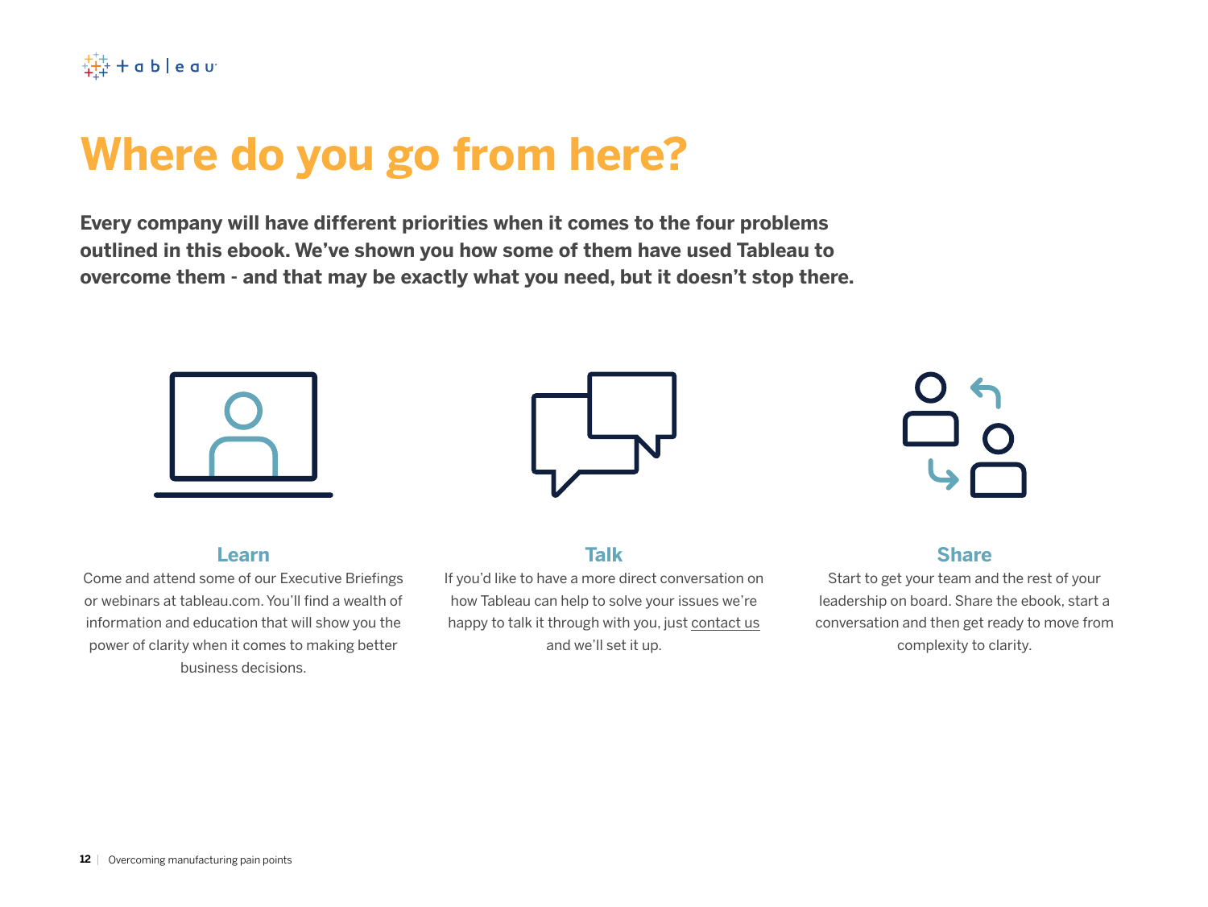# Where do you go from here?

**Every company will have different priorities when it comes to the four problems outlined in this ebook. We've shown you how some of them have used Tableau to overcome them - and that may be exactly what you need, but it doesn't stop there.**

### Learn

Come and attend some of our Executive Briefings or webinars at tableau.com. You'll find a wealth of information and education that will show you the power of clarity when it comes to making better business decisions.

### Talk

If you'd like to have a more direct conversation on how Tableau can help to solve your issues we're happy to talk it through with you, just contact us and we'll set it up.

### Share

Start to get your team and the rest of your leadership on board. Share the ebook, start a conversation and then get ready to move from complexity to clarity.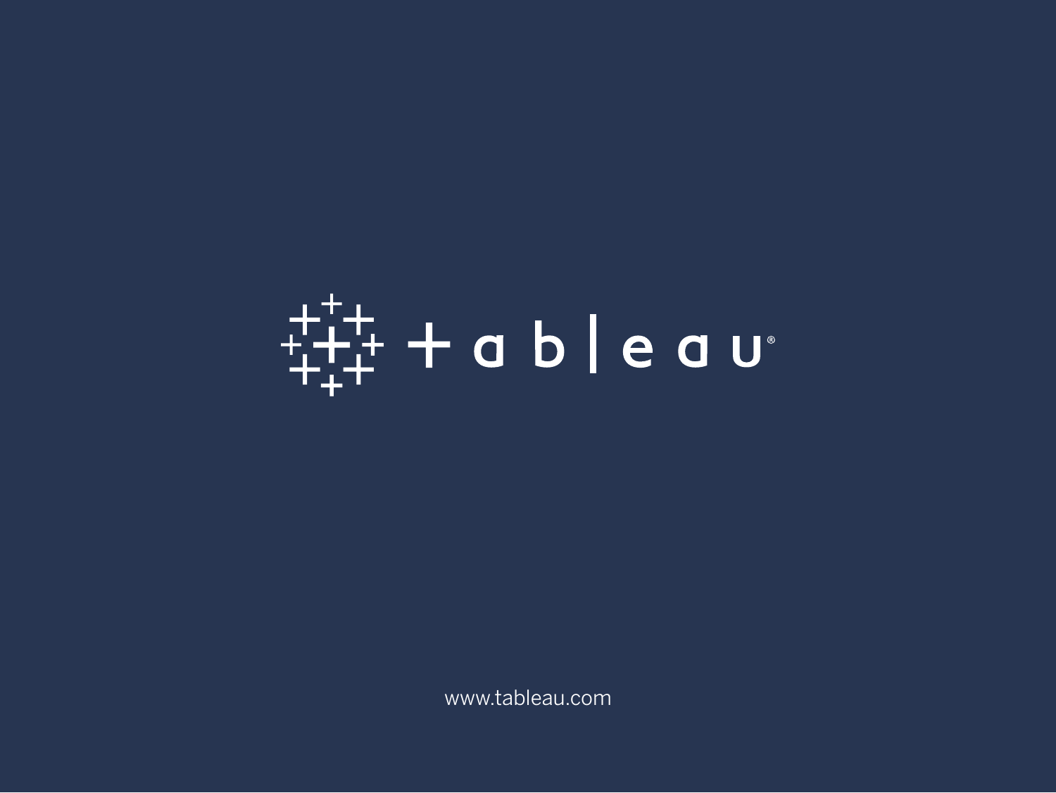+ a b | e a u®

www.tableau.com